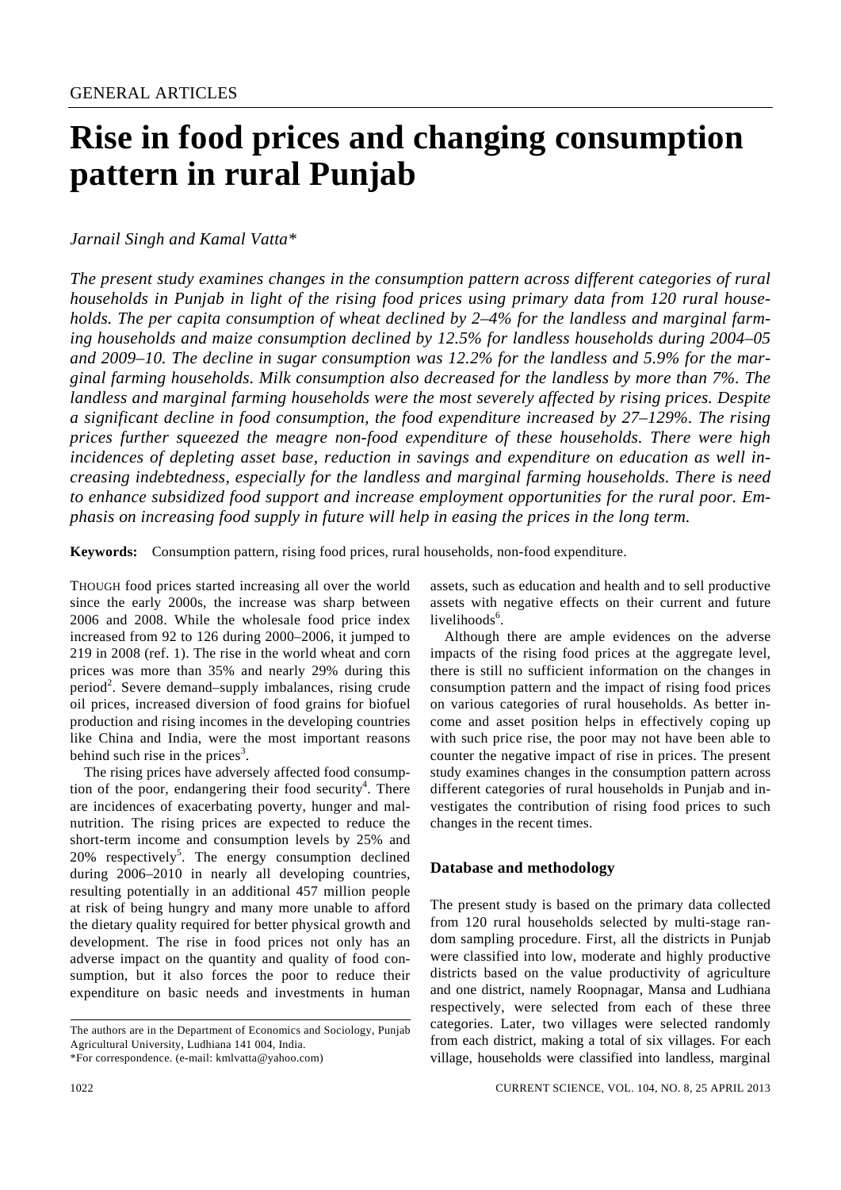GENERAL ARTICLES

# Rise in food prices and changing consumption pattern in rural Punjab

*Jarnail Singh and Kamal Vatta\**

*The present study examines changes in the consumption pattern across different categories of rural households in Punjab in light of the rising food prices using primary data from 120 rural households. The per capita consumption of wheat declined by 2–4% for the landless and marginal farming households and maize consumption declined by 12.5% for landless households during 2004–05 and 2009–10. The decline in sugar consumption was 12.2% for the landless and 5.9% for the marginal farming households. Milk consumption also decreased for the landless by more than 7%. The landless and marginal farming households were the most severely affected by rising prices. Despite a significant decline in food consumption, the food expenditure increased by 27–129%. The rising prices further squeezed the meagre non-food expenditure of these households. There were high incidences of depleting asset base, reduction in savings and expenditure on education as well increasing indebtedness, especially for the landless and marginal farming households. There is need to enhance subsidized food support and increase employment opportunities for the rural poor. Emphasis on increasing food supply in future will help in easing the prices in the long term.*

**Keywords:** Consumption pattern, rising food prices, rural households, non-food expenditure.

THOUGH food prices started increasing all over the world since the early 2000s, the increase was sharp between 2006 and 2008. While the wholesale food price index increased from 92 to 126 during 2000–2006, it jumped to 219 in 2008 (ref. 1). The rise in the world wheat and corn prices was more than 35% and nearly 29% during this period[2]. Severe demand–supply imbalances, rising crude oil prices, increased diversion of food grains for biofuel production and rising incomes in the developing countries like China and India, were the most important reasons behind such rise in the prices[3].

The rising prices have adversely affected food consumption of the poor, endangering their food security[4]. There are incidences of exacerbating poverty, hunger and malnutrition. The rising prices are expected to reduce the short-term income and consumption levels by 25% and 20% respectively[5]. The energy consumption declined during 2006–2010 in nearly all developing countries, resulting potentially in an additional 457 million people at risk of being hungry and many more unable to afford the dietary quality required for better physical growth and development. The rise in food prices not only has an adverse impact on the quantity and quality of food consumption, but it also forces the poor to reduce their expenditure on basic needs and investments in human assets, such as education and health and to sell productive assets with negative effects on their current and future livelihoods[6].

Although there are ample evidences on the adverse impacts of the rising food prices at the aggregate level, there is still no sufficient information on the changes in consumption pattern and the impact of rising food prices on various categories of rural households. As better income and asset position helps in effectively coping up with such price rise, the poor may not have been able to counter the negative impact of rise in prices. The present study examines changes in the consumption pattern across different categories of rural households in Punjab and investigates the contribution of rising food prices to such changes in the recent times.

## Database and methodology

The present study is based on the primary data collected from 120 rural households selected by multi-stage random sampling procedure. First, all the districts in Punjab were classified into low, moderate and highly productive districts based on the value productivity of agriculture and one district, namely Roopnagar, Mansa and Ludhiana respectively, were selected from each of these three categories. Later, two villages were selected randomly from each district, making a total of six villages. For each village, households were classified into landless, marginal

The authors are in the Department of Economics and Sociology, Punjab Agricultural University, Ludhiana 141 004, India.
\*For correspondence. (e-mail: kmlvatta@yahoo.com)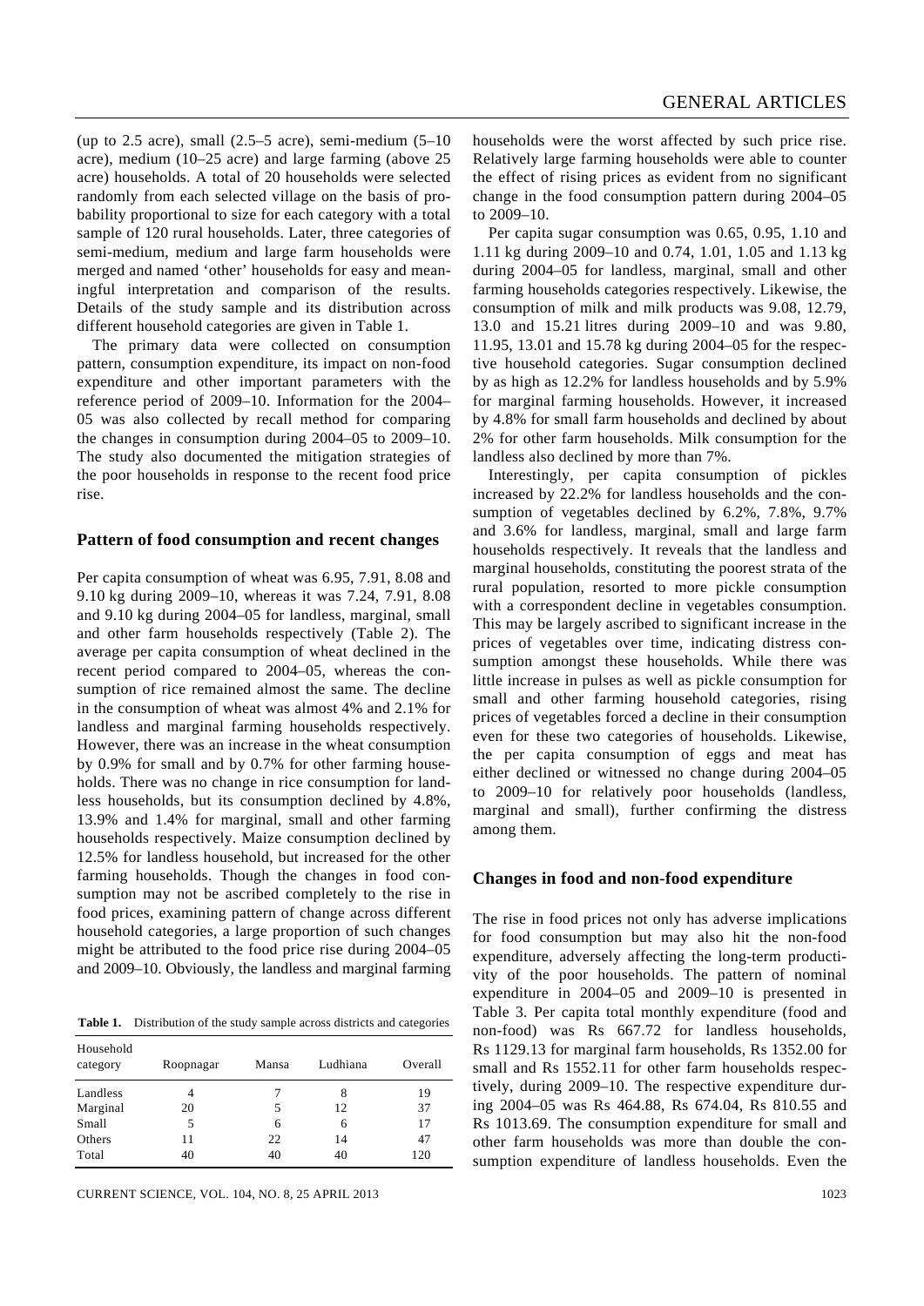(up to 2.5 acre), small (2.5–5 acre), semi-medium (5–10 acre), medium (10–25 acre) and large farming (above 25 acre) households. A total of 20 households were selected randomly from each selected village on the basis of probability proportional to size for each category with a total sample of 120 rural households. Later, three categories of semi-medium, medium and large farm households were merged and named 'other' households for easy and meaningful interpretation and comparison of the results. Details of the study sample and its distribution across different household categories are given in Table 1.

The primary data were collected on consumption pattern, consumption expenditure, its impact on non-food expenditure and other important parameters with the reference period of 2009–10. Information for the 2004–05 was also collected by recall method for comparing the changes in consumption during 2004–05 to 2009–10. The study also documented the mitigation strategies of the poor households in response to the recent food price rise.

## Pattern of food consumption and recent changes

Per capita consumption of wheat was 6.95, 7.91, 8.08 and 9.10 kg during 2009–10, whereas it was 7.24, 7.91, 8.08 and 9.10 kg during 2004–05 for landless, marginal, small and other farm households respectively (Table 2). The average per capita consumption of wheat declined in the recent period compared to 2004–05, whereas the consumption of rice remained almost the same. The decline in the consumption of wheat was almost 4% and 2.1% for landless and marginal farming households respectively. However, there was an increase in the wheat consumption by 0.9% for small and by 0.7% for other farming households. There was no change in rice consumption for landless households, but its consumption declined by 4.8%, 13.9% and 1.4% for marginal, small and other farming households respectively. Maize consumption declined by 12.5% for landless household, but increased for the other farming households. Though the changes in food consumption may not be ascribed completely to the rise in food prices, examining pattern of change across different household categories, a large proportion of such changes might be attributed to the food price rise during 2004–05 and 2009–10. Obviously, the landless and marginal farming households were the worst affected by such price rise. Relatively large farming households were able to counter the effect of rising prices as evident from no significant change in the food consumption pattern during 2004–05 to 2009–10.

**Table 1.** Distribution of the study sample across districts and categories

| Household category | Roopnagar | Mansa | Ludhiana | Overall |
|---|---|---|---|---|
| Landless | 4 | 7 | 8 | 19 |
| Marginal | 20 | 5 | 12 | 37 |
| Small | 5 | 6 | 6 | 17 |
| Others | 11 | 22 | 14 | 47 |
| Total | 40 | 40 | 40 | 120 |

Per capita sugar consumption was 0.65, 0.95, 1.10 and 1.11 kg during 2009–10 and 0.74, 1.01, 1.05 and 1.13 kg during 2004–05 for landless, marginal, small and other farming households categories respectively. Likewise, the consumption of milk and milk products was 9.08, 12.79, 13.0 and 15.21 litres during 2009–10 and was 9.80, 11.95, 13.01 and 15.78 kg during 2004–05 for the respective household categories. Sugar consumption declined by as high as 12.2% for landless households and by 5.9% for marginal farming households. However, it increased by 4.8% for small farm households and declined by about 2% for other farm households. Milk consumption for the landless also declined by more than 7%.

Interestingly, per capita consumption of pickles increased by 22.2% for landless households and the consumption of vegetables declined by 6.2%, 7.8%, 9.7% and 3.6% for landless, marginal, small and large farm households respectively. It reveals that the landless and marginal households, constituting the poorest strata of the rural population, resorted to more pickle consumption with a correspondent decline in vegetables consumption. This may be largely ascribed to significant increase in the prices of vegetables over time, indicating distress consumption amongst these households. While there was little increase in pulses as well as pickle consumption for small and other farming household categories, rising prices of vegetables forced a decline in their consumption even for these two categories of households. Likewise, the per capita consumption of eggs and meat has either declined or witnessed no change during 2004–05 to 2009–10 for relatively poor households (landless, marginal and small), further confirming the distress among them.

## Changes in food and non-food expenditure

The rise in food prices not only has adverse implications for food consumption but may also hit the non-food expenditure, adversely affecting the long-term productivity of the poor households. The pattern of nominal expenditure in 2004–05 and 2009–10 is presented in Table 3. Per capita total monthly expenditure (food and non-food) was Rs 667.72 for landless households, Rs 1129.13 for marginal farm households, Rs 1352.00 for small and Rs 1552.11 for other farm households respectively, during 2009–10. The respective expenditure during 2004–05 was Rs 464.88, Rs 674.04, Rs 810.55 and Rs 1013.69. The consumption expenditure for small and other farm households was more than double the consumption expenditure of landless households. Even the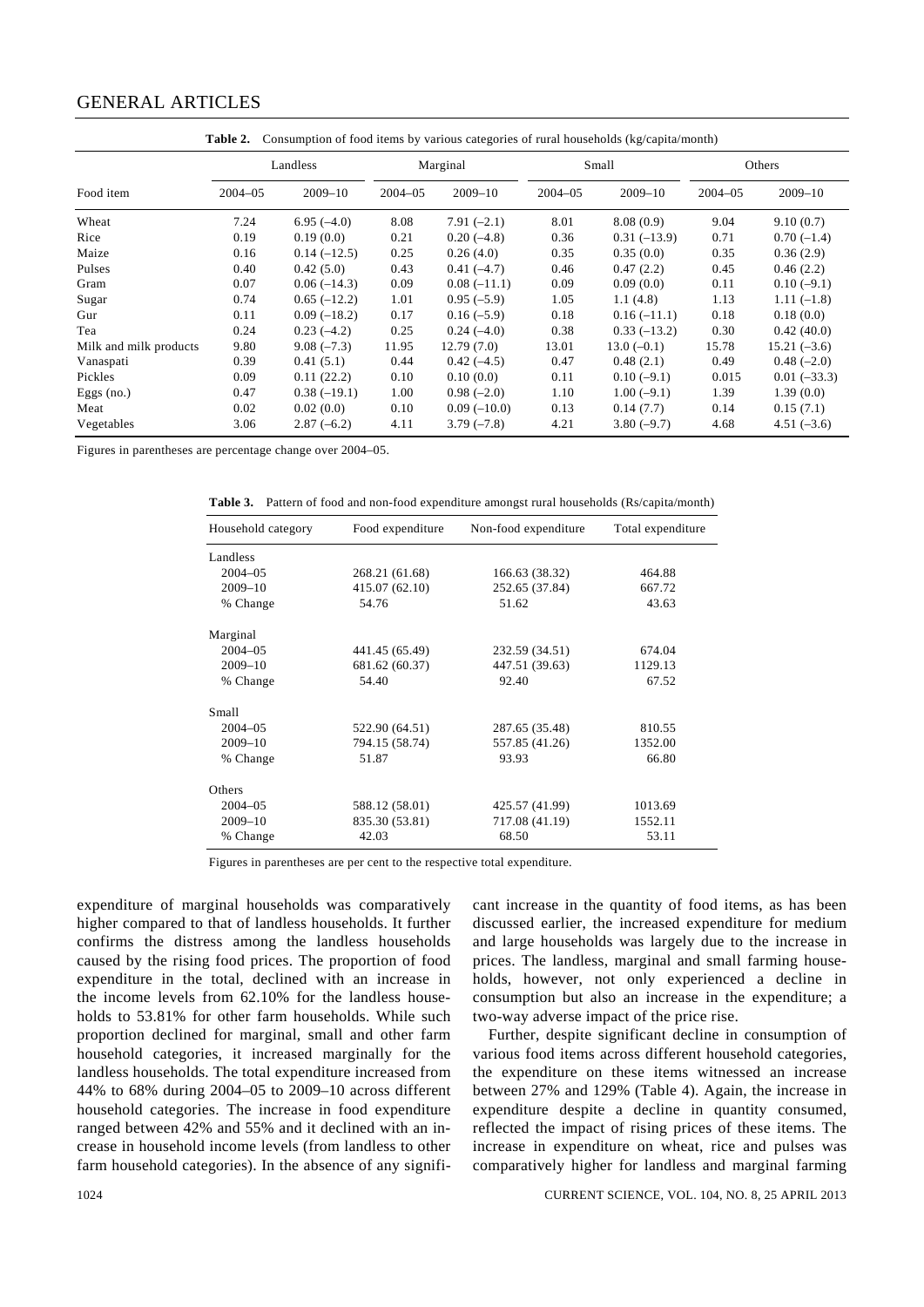**Table 2.** Consumption of food items by various categories of rural households (kg/capita/month)

| Food item | Landless | | Marginal | | Small | | Others | |
|---|---|---|---|---|---|---|---|---|
| | 2004–05 | 2009–10 | 2004–05 | 2009–10 | 2004–05 | 2009–10 | 2004–05 | 2009–10 |
| Wheat | 7.24 | 6.95 (–4.0) | 8.08 | 7.91 (–2.1) | 8.01 | 8.08 (0.9) | 9.04 | 9.10 (0.7) |
| Rice | 0.19 | 0.19 (0.0) | 0.21 | 0.20 (–4.8) | 0.36 | 0.31 (–13.9) | 0.71 | 0.70 (–1.4) |
| Maize | 0.16 | 0.14 (–12.5) | 0.25 | 0.26 (4.0) | 0.35 | 0.35 (0.0) | 0.35 | 0.36 (2.9) |
| Pulses | 0.40 | 0.42 (5.0) | 0.43 | 0.41 (–4.7) | 0.46 | 0.47 (2.2) | 0.45 | 0.46 (2.2) |
| Gram | 0.07 | 0.06 (–14.3) | 0.09 | 0.08 (–11.1) | 0.09 | 0.09 (0.0) | 0.11 | 0.10 (–9.1) |
| Sugar | 0.74 | 0.65 (–12.2) | 1.01 | 0.95 (–5.9) | 1.05 | 1.1 (4.8) | 1.13 | 1.11 (–1.8) |
| Gur | 0.11 | 0.09 (–18.2) | 0.17 | 0.16 (–5.9) | 0.18 | 0.16 (–11.1) | 0.18 | 0.18 (0.0) |
| Tea | 0.24 | 0.23 (–4.2) | 0.25 | 0.24 (–4.0) | 0.38 | 0.33 (–13.2) | 0.30 | 0.42 (40.0) |
| Milk and milk products | 9.80 | 9.08 (–7.3) | 11.95 | 12.79 (7.0) | 13.01 | 13.0 (–0.1) | 15.78 | 15.21 (–3.6) |
| Vanaspati | 0.39 | 0.41 (5.1) | 0.44 | 0.42 (–4.5) | 0.47 | 0.48 (2.1) | 0.49 | 0.48 (–2.0) |
| Pickles | 0.09 | 0.11 (22.2) | 0.10 | 0.10 (0.0) | 0.11 | 0.10 (–9.1) | 0.015 | 0.01 (–33.3) |
| Eggs (no.) | 0.47 | 0.38 (–19.1) | 1.00 | 0.98 (–2.0) | 1.10 | 1.00 (–9.1) | 1.39 | 1.39 (0.0) |
| Meat | 0.02 | 0.02 (0.0) | 0.10 | 0.09 (–10.0) | 0.13 | 0.14 (7.7) | 0.14 | 0.15 (7.1) |
| Vegetables | 3.06 | 2.87 (–6.2) | 4.11 | 3.79 (–7.8) | 4.21 | 3.80 (–9.7) | 4.68 | 4.51 (–3.6) |

Figures in parentheses are percentage change over 2004–05.

**Table 3.** Pattern of food and non-food expenditure amongst rural households (Rs/capita/month)

| Household category | Food expenditure | Non-food expenditure | Total expenditure |
|---|---|---|---|
| Landless | | | |
| 2004–05 | 268.21 (61.68) | 166.63 (38.32) | 464.88 |
| 2009–10 | 415.07 (62.10) | 252.65 (37.84) | 667.72 |
| % Change | 54.76 | 51.62 | 43.63 |
| Marginal | | | |
| 2004–05 | 441.45 (65.49) | 232.59 (34.51) | 674.04 |
| 2009–10 | 681.62 (60.37) | 447.51 (39.63) | 1129.13 |
| % Change | 54.40 | 92.40 | 67.52 |
| Small | | | |
| 2004–05 | 522.90 (64.51) | 287.65 (35.48) | 810.55 |
| 2009–10 | 794.15 (58.74) | 557.85 (41.26) | 1352.00 |
| % Change | 51.87 | 93.93 | 66.80 |
| Others | | | |
| 2004–05 | 588.12 (58.01) | 425.57 (41.99) | 1013.69 |
| 2009–10 | 835.30 (53.81) | 717.08 (41.19) | 1552.11 |
| % Change | 42.03 | 68.50 | 53.11 |

Figures in parentheses are per cent to the respective total expenditure.

expenditure of marginal households was comparatively higher compared to that of landless households. It further confirms the distress among the landless households caused by the rising food prices. The proportion of food expenditure in the total, declined with an increase in the income levels from 62.10% for the landless households to 53.81% for other farm households. While such proportion declined for marginal, small and other farm household categories, it increased marginally for the landless households. The total expenditure increased from 44% to 68% during 2004–05 to 2009–10 across different household categories. The increase in food expenditure ranged between 42% and 55% and it declined with an increase in household income levels (from landless to other farm household categories). In the absence of any significant increase in the quantity of food items, as has been discussed earlier, the increased expenditure for medium and large households was largely due to the increase in prices. The landless, marginal and small farming households, however, not only experienced a decline in consumption but also an increase in the expenditure; a two-way adverse impact of the price rise.

Further, despite significant decline in consumption of various food items across different household categories, the expenditure on these items witnessed an increase between 27% and 129% (Table 4). Again, the increase in expenditure despite a decline in quantity consumed, reflected the impact of rising prices of these items. The increase in expenditure on wheat, rice and pulses was comparatively higher for landless and marginal farming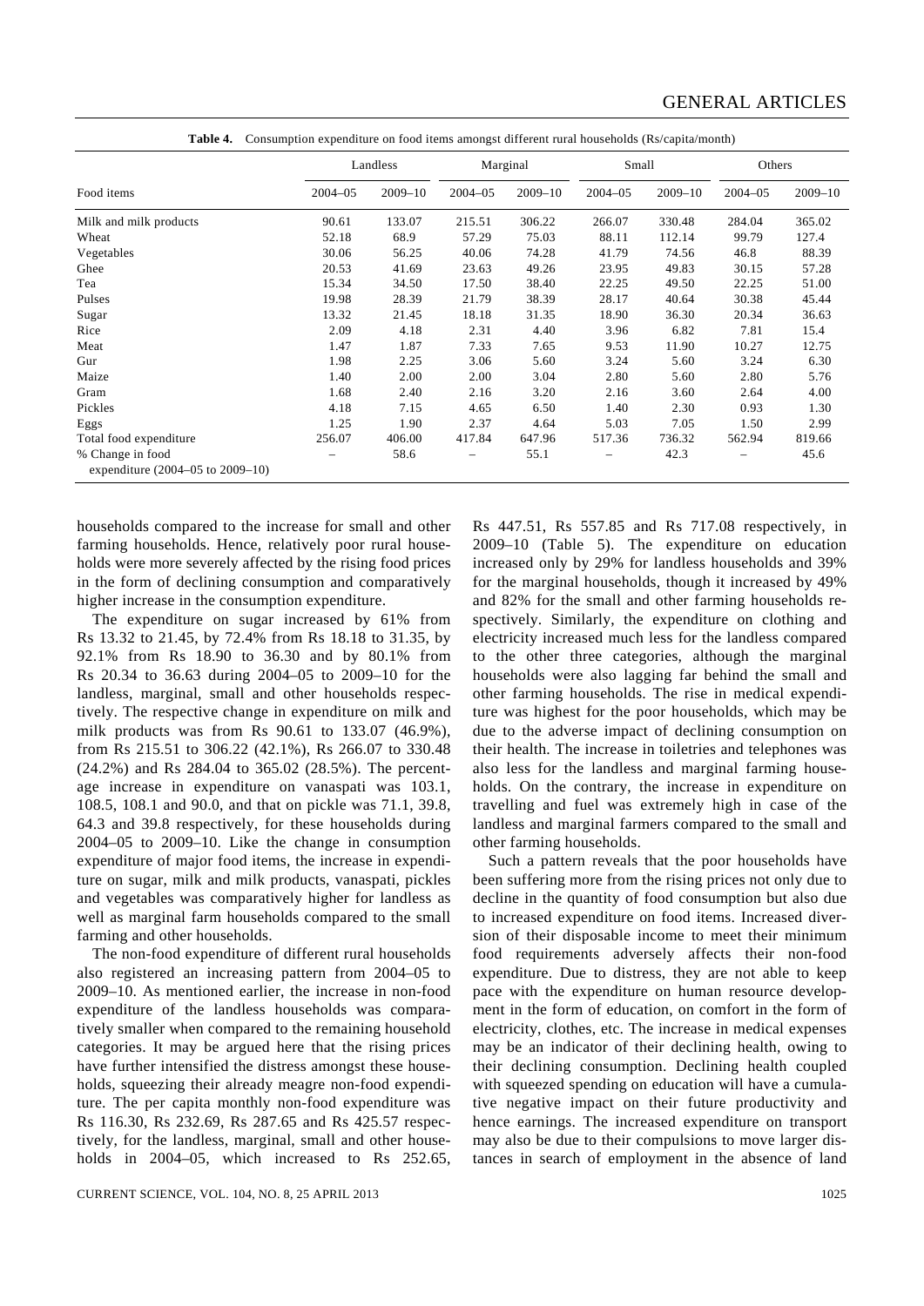**Table 4.** Consumption expenditure on food items amongst different rural households (Rs/capita/month)

| Food items | Landless | | Marginal | | Small | | Others | |
|---|---|---|---|---|---|---|---|---|
| | 2004–05 | 2009–10 | 2004–05 | 2009–10 | 2004–05 | 2009–10 | 2004–05 | 2009–10 |
| Milk and milk products | 90.61 | 133.07 | 215.51 | 306.22 | 266.07 | 330.48 | 284.04 | 365.02 |
| Wheat | 52.18 | 68.9 | 57.29 | 75.03 | 88.11 | 112.14 | 99.79 | 127.4 |
| Vegetables | 30.06 | 56.25 | 40.06 | 74.28 | 41.79 | 74.56 | 46.8 | 88.39 |
| Ghee | 20.53 | 41.69 | 23.63 | 49.26 | 23.95 | 49.83 | 30.15 | 57.28 |
| Tea | 15.34 | 34.50 | 17.50 | 38.40 | 22.25 | 49.50 | 22.25 | 51.00 |
| Pulses | 19.98 | 28.39 | 21.79 | 38.39 | 28.17 | 40.64 | 30.38 | 45.44 |
| Sugar | 13.32 | 21.45 | 18.18 | 31.35 | 18.90 | 36.30 | 20.34 | 36.63 |
| Rice | 2.09 | 4.18 | 2.31 | 4.40 | 3.96 | 6.82 | 7.81 | 15.4 |
| Meat | 1.47 | 1.87 | 7.33 | 7.65 | 9.53 | 11.90 | 10.27 | 12.75 |
| Gur | 1.98 | 2.25 | 3.06 | 5.60 | 3.24 | 5.60 | 3.24 | 6.30 |
| Maize | 1.40 | 2.00 | 2.00 | 3.04 | 2.80 | 5.60 | 2.80 | 5.76 |
| Gram | 1.68 | 2.40 | 2.16 | 3.20 | 2.16 | 3.60 | 2.64 | 4.00 |
| Pickles | 4.18 | 7.15 | 4.65 | 6.50 | 1.40 | 2.30 | 0.93 | 1.30 |
| Eggs | 1.25 | 1.90 | 2.37 | 4.64 | 5.03 | 7.05 | 1.50 | 2.99 |
| Total food expenditure | 256.07 | 406.00 | 417.84 | 647.96 | 517.36 | 736.32 | 562.94 | 819.66 |
| % Change in food expenditure (2004–05 to 2009–10) | – | 58.6 | – | 55.1 | – | 42.3 | – | 45.6 |

households compared to the increase for small and other farming households. Hence, relatively poor rural households were more severely affected by the rising food prices in the form of declining consumption and comparatively higher increase in the consumption expenditure.

The expenditure on sugar increased by 61% from Rs 13.32 to 21.45, by 72.4% from Rs 18.18 to 31.35, by 92.1% from Rs 18.90 to 36.30 and by 80.1% from Rs 20.34 to 36.63 during 2004–05 to 2009–10 for the landless, marginal, small and other households respectively. The respective change in expenditure on milk and milk products was from Rs 90.61 to 133.07 (46.9%), from Rs 215.51 to 306.22 (42.1%), Rs 266.07 to 330.48 (24.2%) and Rs 284.04 to 365.02 (28.5%). The percentage increase in expenditure on vanaspati was 103.1, 108.5, 108.1 and 90.0, and that on pickle was 71.1, 39.8, 64.3 and 39.8 respectively, for these households during 2004–05 to 2009–10. Like the change in consumption expenditure of major food items, the increase in expenditure on sugar, milk and milk products, vanaspati, pickles and vegetables was comparatively higher for landless as well as marginal farm households compared to the small farming and other households.

The non-food expenditure of different rural households also registered an increasing pattern from 2004–05 to 2009–10. As mentioned earlier, the increase in non-food expenditure of the landless households was comparatively smaller when compared to the remaining household categories. It may be argued here that the rising prices have further intensified the distress amongst these households, squeezing their already meagre non-food expenditure. The per capita monthly non-food expenditure was Rs 116.30, Rs 232.69, Rs 287.65 and Rs 425.57 respectively, for the landless, marginal, small and other households in 2004–05, which increased to Rs 252.65, Rs 447.51, Rs 557.85 and Rs 717.08 respectively, in 2009–10 (Table 5). The expenditure on education increased only by 29% for landless households and 39% for the marginal households, though it increased by 49% and 82% for the small and other farming households respectively. Similarly, the expenditure on clothing and electricity increased much less for the landless compared to the other three categories, although the marginal households were also lagging far behind the small and other farming households. The rise in medical expenditure was highest for the poor households, which may be due to the adverse impact of declining consumption on their health. The increase in toiletries and telephones was also less for the landless and marginal farming households. On the contrary, the increase in expenditure on travelling and fuel was extremely high in case of the landless and marginal farmers compared to the small and other farming households.

Such a pattern reveals that the poor households have been suffering more from the rising prices not only due to decline in the quantity of food consumption but also due to increased expenditure on food items. Increased diversion of their disposable income to meet their minimum food requirements adversely affects their non-food expenditure. Due to distress, they are not able to keep pace with the expenditure on human resource development in the form of education, on comfort in the form of electricity, clothes, etc. The increase in medical expenses may be an indicator of their declining health, owing to their declining consumption. Declining health coupled with squeezed spending on education will have a cumulative negative impact on their future productivity and hence earnings. The increased expenditure on transport may also be due to their compulsions to move larger distances in search of employment in the absence of land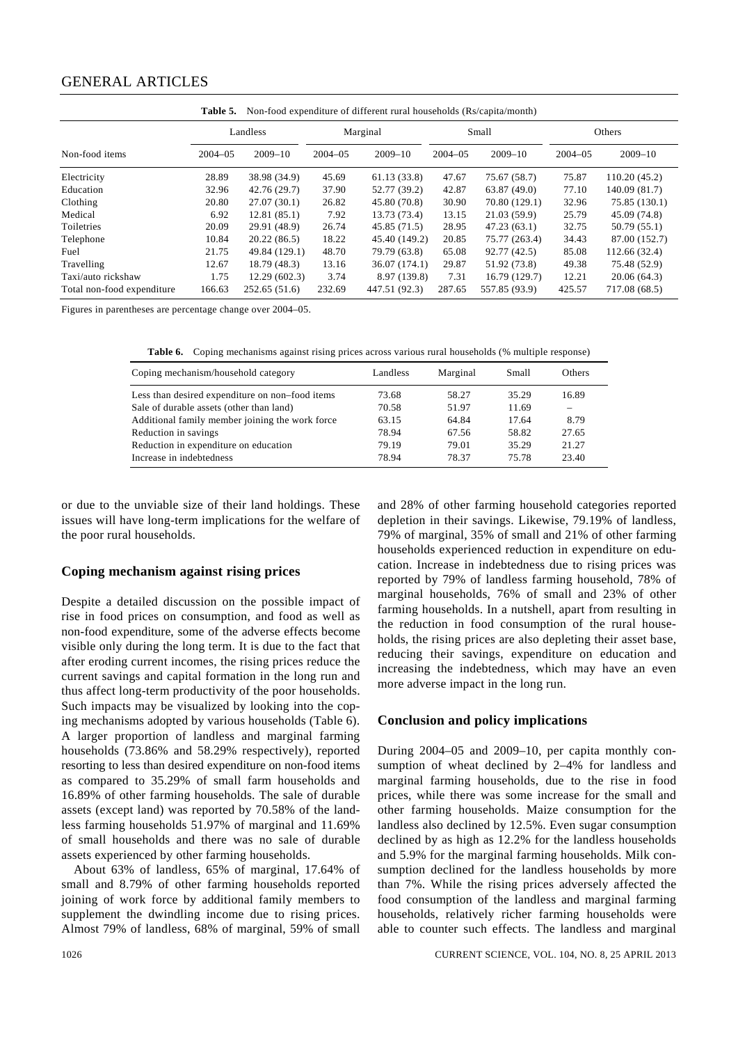**Table 5.** Non-food expenditure of different rural households (Rs/capita/month)

| Non-food items | Landless | | Marginal | | Small | | Others | |
|---|---|---|---|---|---|---|---|---|
| | 2004–05 | 2009–10 | 2004–05 | 2009–10 | 2004–05 | 2009–10 | 2004–05 | 2009–10 |
| Electricity | 28.89 | 38.98 (34.9) | 45.69 | 61.13 (33.8) | 47.67 | 75.67 (58.7) | 75.87 | 110.20 (45.2) |
| Education | 32.96 | 42.76 (29.7) | 37.90 | 52.77 (39.2) | 42.87 | 63.87 (49.0) | 77.10 | 140.09 (81.7) |
| Clothing | 20.80 | 27.07 (30.1) | 26.82 | 45.80 (70.8) | 30.90 | 70.80 (129.1) | 32.96 | 75.85 (130.1) |
| Medical | 6.92 | 12.81 (85.1) | 7.92 | 13.73 (73.4) | 13.15 | 21.03 (59.9) | 25.79 | 45.09 (74.8) |
| Toiletries | 20.09 | 29.91 (48.9) | 26.74 | 45.85 (71.5) | 28.95 | 47.23 (63.1) | 32.75 | 50.79 (55.1) |
| Telephone | 10.84 | 20.22 (86.5) | 18.22 | 45.40 (149.2) | 20.85 | 75.77 (263.4) | 34.43 | 87.00 (152.7) |
| Fuel | 21.75 | 49.84 (129.1) | 48.70 | 79.79 (63.8) | 65.08 | 92.77 (42.5) | 85.08 | 112.66 (32.4) |
| Travelling | 12.67 | 18.79 (48.3) | 13.16 | 36.07 (174.1) | 29.87 | 51.92 (73.8) | 49.38 | 75.48 (52.9) |
| Taxi/auto rickshaw | 1.75 | 12.29 (602.3) | 3.74 | 8.97 (139.8) | 7.31 | 16.79 (129.7) | 12.21 | 20.06 (64.3) |
| Total non-food expenditure | 166.63 | 252.65 (51.6) | 232.69 | 447.51 (92.3) | 287.65 | 557.85 (93.9) | 425.57 | 717.08 (68.5) |

Figures in parentheses are percentage change over 2004–05.

**Table 6.** Coping mechanisms against rising prices across various rural households (% multiple response)

| Coping mechanism/household category | Landless | Marginal | Small | Others |
|---|---|---|---|---|
| Less than desired expenditure on non–food items | 73.68 | 58.27 | 35.29 | 16.89 |
| Sale of durable assets (other than land) | 70.58 | 51.97 | 11.69 | – |
| Additional family member joining the work force | 63.15 | 64.84 | 17.64 | 8.79 |
| Reduction in savings | 78.94 | 67.56 | 58.82 | 27.65 |
| Reduction in expenditure on education | 79.19 | 79.01 | 35.29 | 21.27 |
| Increase in indebtedness | 78.94 | 78.37 | 75.78 | 23.40 |

or due to the unviable size of their land holdings. These issues will have long-term implications for the welfare of the poor rural households.

## Coping mechanism against rising prices

Despite a detailed discussion on the possible impact of rise in food prices on consumption, and food as well as non-food expenditure, some of the adverse effects become visible only during the long term. It is due to the fact that after eroding current incomes, the rising prices reduce the current savings and capital formation in the long run and thus affect long-term productivity of the poor households. Such impacts may be visualized by looking into the coping mechanisms adopted by various households (Table 6). A larger proportion of landless and marginal farming households (73.86% and 58.29% respectively), reported resorting to less than desired expenditure on non-food items as compared to 35.29% of small farm households and 16.89% of other farming households. The sale of durable assets (except land) was reported by 70.58% of the landless farming households 51.97% of marginal and 11.69% of small households and there was no sale of durable assets experienced by other farming households.

About 63% of landless, 65% of marginal, 17.64% of small and 8.79% of other farming households reported joining of work force by additional family members to supplement the dwindling income due to rising prices. Almost 79% of landless, 68% of marginal, 59% of small and 28% of other farming household categories reported depletion in their savings. Likewise, 79.19% of landless, 79% of marginal, 35% of small and 21% of other farming households experienced reduction in expenditure on education. Increase in indebtedness due to rising prices was reported by 79% of landless farming household, 78% of marginal households, 76% of small and 23% of other farming households. In a nutshell, apart from resulting in the reduction in food consumption of the rural households, the rising prices are also depleting their asset base, reducing their savings, expenditure on education and increasing the indebtedness, which may have an even more adverse impact in the long run.

## Conclusion and policy implications

During 2004–05 and 2009–10, per capita monthly consumption of wheat declined by 2–4% for landless and marginal farming households, due to the rise in food prices, while there was some increase for the small and other farming households. Maize consumption for the landless also declined by 12.5%. Even sugar consumption declined by as high as 12.2% for the landless households and 5.9% for the marginal farming households. Milk consumption declined for the landless households by more than 7%. While the rising prices adversely affected the food consumption of the landless and marginal farming households, relatively richer farming households were able to counter such effects. The landless and marginal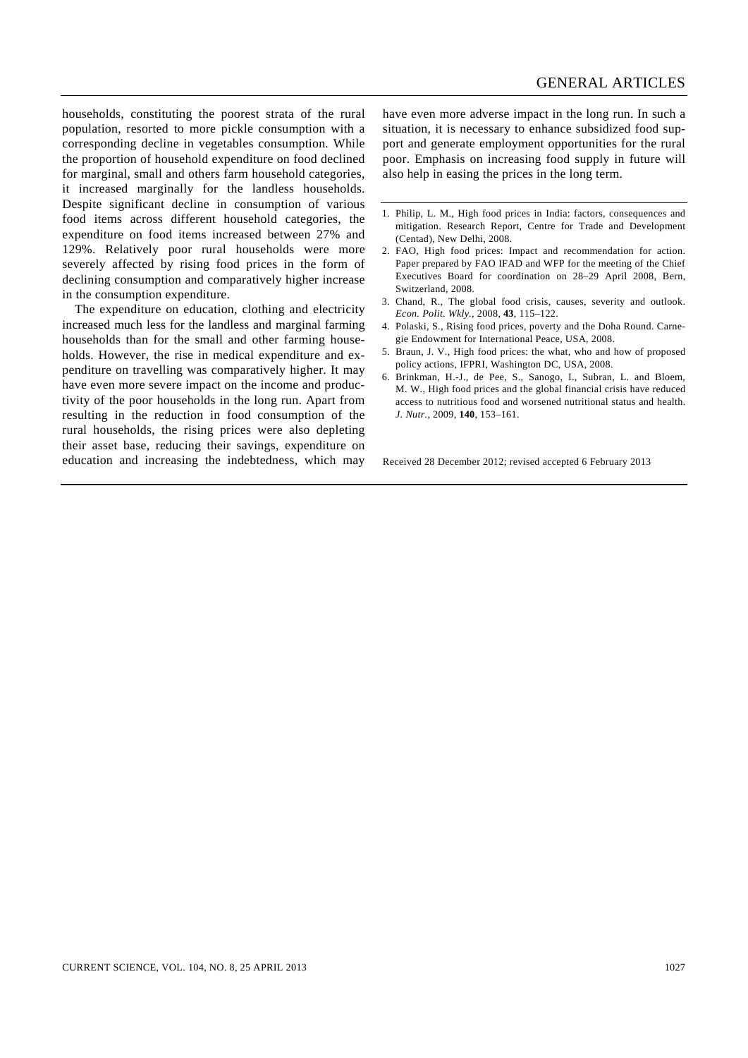households, constituting the poorest strata of the rural population, resorted to more pickle consumption with a corresponding decline in vegetables consumption. While the proportion of household expenditure on food declined for marginal, small and others farm household categories, it increased marginally for the landless households. Despite significant decline in consumption of various food items across different household categories, the expenditure on food items increased between 27% and 129%. Relatively poor rural households were more severely affected by rising food prices in the form of declining consumption and comparatively higher increase in the consumption expenditure.

The expenditure on education, clothing and electricity increased much less for the landless and marginal farming households than for the small and other farming households. However, the rise in medical expenditure and expenditure on travelling was comparatively higher. It may have even more severe impact on the income and productivity of the poor households in the long run. Apart from resulting in the reduction in food consumption of the rural households, the rising prices were also depleting their asset base, reducing their savings, expenditure on education and increasing the indebtedness, which may have even more adverse impact in the long run. In such a situation, it is necessary to enhance subsidized food support and generate employment opportunities for the rural poor. Emphasis on increasing food supply in future will also help in easing the prices in the long term.

1. Philip, L. M., High food prices in India: factors, consequences and mitigation. Research Report, Centre for Trade and Development (Centad), New Delhi, 2008.
2. FAO, High food prices: Impact and recommendation for action. Paper prepared by FAO IFAD and WFP for the meeting of the Chief Executives Board for coordination on 28–29 April 2008, Bern, Switzerland, 2008.
3. Chand, R., The global food crisis, causes, severity and outlook. *Econ. Polit. Wkly.*, 2008, **43**, 115–122.
4. Polaski, S., Rising food prices, poverty and the Doha Round. Carnegie Endowment for International Peace, USA, 2008.
5. Braun, J. V., High food prices: the what, who and how of proposed policy actions, IFPRI, Washington DC, USA, 2008.
6. Brinkman, H.-J., de Pee, S., Sanogo, I., Subran, L. and Bloem, M. W., High food prices and the global financial crisis have reduced access to nutritious food and worsened nutritional status and health. *J. Nutr.*, 2009, **140**, 153–161.

Received 28 December 2012; revised accepted 6 February 2013